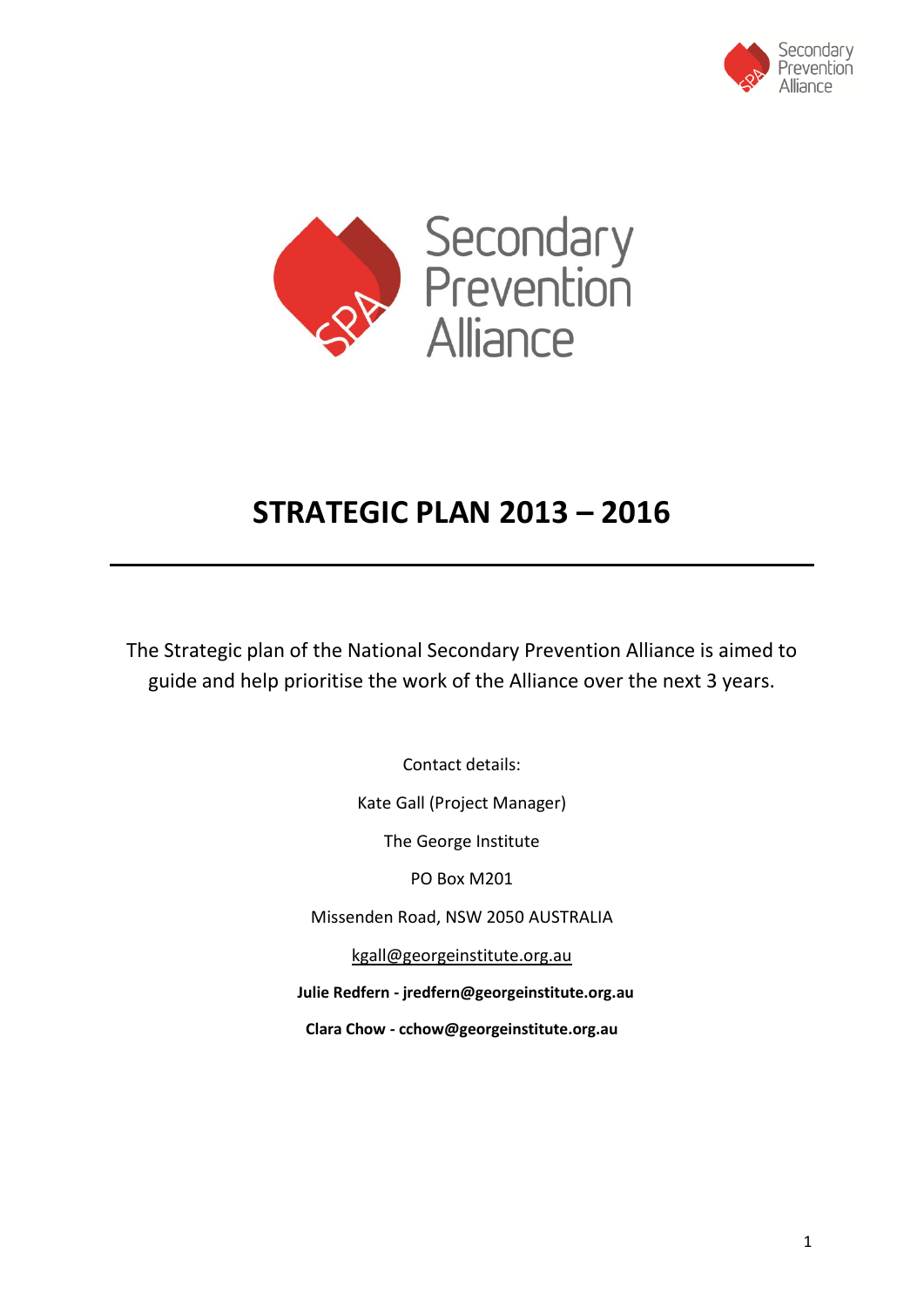Secondary Prevention Alliance

# STRATEGIC PLAN 2013 – 2016

---

The Strategic plan of the National Secondary Prevention Alliance is aimed to guide and help prioritise the work of the Alliance over the next 3 years.

Contact details:

Kate Gall (Project Manager)

The George Institute

PO Box M201

Missenden Road, NSW 2050 AUSTRALIA

kgall@georgeinstitute.org.au

**Julie Redfern - jredfern@georgeinstitute.org.au**

**Clara Chow - cchow@georgeinstitute.org.au**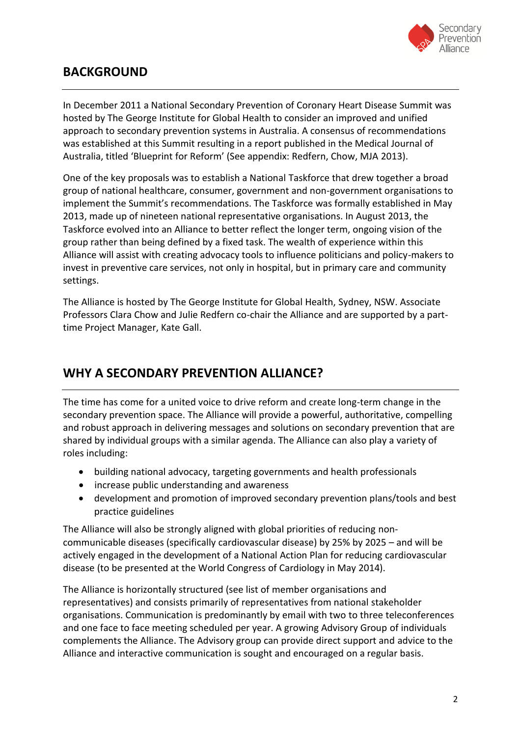## BACKGROUND

In December 2011 a National Secondary Prevention of Coronary Heart Disease Summit was hosted by The George Institute for Global Health to consider an improved and unified approach to secondary prevention systems in Australia. A consensus of recommendations was established at this Summit resulting in a report published in the Medical Journal of Australia, titled 'Blueprint for Reform' (See appendix: Redfern, Chow, MJA 2013).

One of the key proposals was to establish a National Taskforce that drew together a broad group of national healthcare, consumer, government and non-government organisations to implement the Summit's recommendations. The Taskforce was formally established in May 2013, made up of nineteen national representative organisations. In August 2013, the Taskforce evolved into an Alliance to better reflect the longer term, ongoing vision of the group rather than being defined by a fixed task. The wealth of experience within this Alliance will assist with creating advocacy tools to influence politicians and policy-makers to invest in preventive care services, not only in hospital, but in primary care and community settings.

The Alliance is hosted by The George Institute for Global Health, Sydney, NSW. Associate Professors Clara Chow and Julie Redfern co-chair the Alliance and are supported by a part-time Project Manager, Kate Gall.

## WHY A SECONDARY PREVENTION ALLIANCE?

The time has come for a united voice to drive reform and create long-term change in the secondary prevention space. The Alliance will provide a powerful, authoritative, compelling and robust approach in delivering messages and solutions on secondary prevention that are shared by individual groups with a similar agenda. The Alliance can also play a variety of roles including:

- building national advocacy, targeting governments and health professionals
- increase public understanding and awareness
- development and promotion of improved secondary prevention plans/tools and best practice guidelines

The Alliance will also be strongly aligned with global priorities of reducing non-communicable diseases (specifically cardiovascular disease) by 25% by 2025 – and will be actively engaged in the development of a National Action Plan for reducing cardiovascular disease (to be presented at the World Congress of Cardiology in May 2014).

The Alliance is horizontally structured (see list of member organisations and representatives) and consists primarily of representatives from national stakeholder organisations. Communication is predominantly by email with two to three teleconferences and one face to face meeting scheduled per year. A growing Advisory Group of individuals complements the Alliance. The Advisory group can provide direct support and advice to the Alliance and interactive communication is sought and encouraged on a regular basis.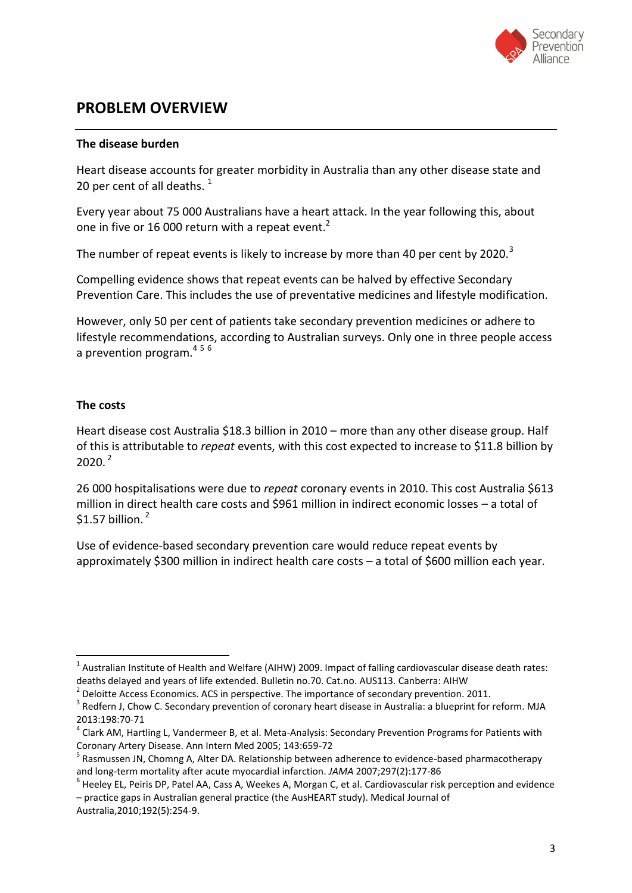## PROBLEM OVERVIEW

**The disease burden**

Heart disease accounts for greater morbidity in Australia than any other disease state and 20 per cent of all deaths. [1]

Every year about 75 000 Australians have a heart attack. In the year following this, about one in five or 16 000 return with a repeat event.[2]

The number of repeat events is likely to increase by more than 40 per cent by 2020.[3]

Compelling evidence shows that repeat events can be halved by effective Secondary Prevention Care. This includes the use of preventative medicines and lifestyle modification.

However, only 50 per cent of patients take secondary prevention medicines or adhere to lifestyle recommendations, according to Australian surveys. Only one in three people access a prevention program.[4 5 6]

**The costs**

Heart disease cost Australia \$18.3 billion in 2010 – more than any other disease group. Half of this is attributable to *repeat* events, with this cost expected to increase to \$11.8 billion by 2020. [2]

26 000 hospitalisations were due to *repeat* coronary events in 2010. This cost Australia \$613 million in direct health care costs and \$961 million in indirect economic losses – a total of \$1.57 billion. [2]

Use of evidence-based secondary prevention care would reduce repeat events by approximately \$300 million in indirect health care costs – a total of \$600 million each year.

---

[1] Australian Institute of Health and Welfare (AIHW) 2009. Impact of falling cardiovascular disease death rates: deaths delayed and years of life extended. Bulletin no.70. Cat.no. AUS113. Canberra: AIHW

[2] Deloitte Access Economics. ACS in perspective. The importance of secondary prevention. 2011.

[3] Redfern J, Chow C. Secondary prevention of coronary heart disease in Australia: a blueprint for reform. MJA 2013:198:70-71

[4] Clark AM, Hartling L, Vandermeer B, et al. Meta-Analysis: Secondary Prevention Programs for Patients with Coronary Artery Disease. Ann Intern Med 2005; 143:659-72

[5] Rasmussen JN, Chomng A, Alter DA. Relationship between adherence to evidence-based pharmacotherapy and long-term mortality after acute myocardial infarction. *JAMA* 2007;297(2):177-86

[6] Heeley EL, Peiris DP, Patel AA, Cass A, Weekes A, Morgan C, et al. Cardiovascular risk perception and evidence – practice gaps in Australian general practice (the AusHEART study). Medical Journal of Australia,2010;192(5):254-9.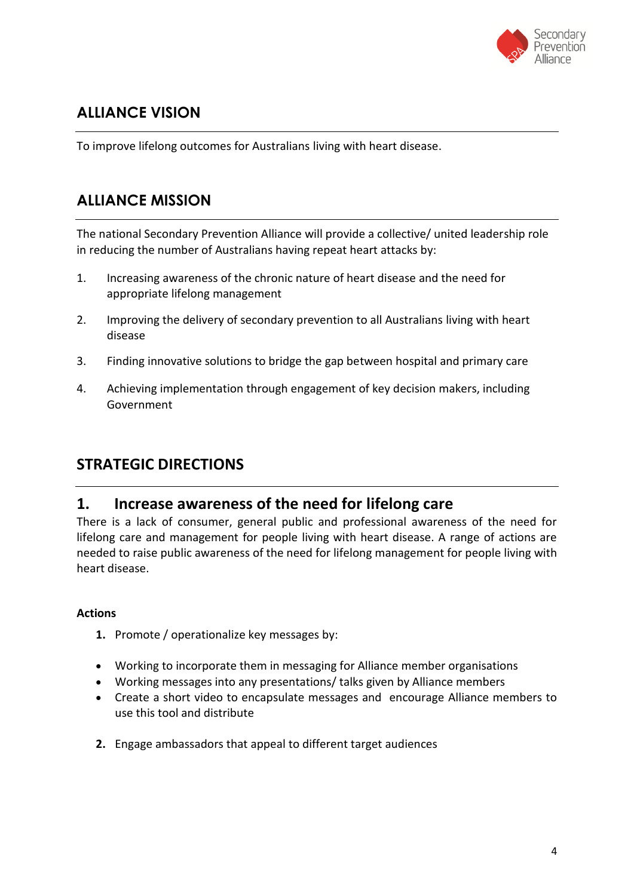## ALLIANCE VISION

To improve lifelong outcomes for Australians living with heart disease.

## ALLIANCE MISSION

The national Secondary Prevention Alliance will provide a collective/ united leadership role in reducing the number of Australians having repeat heart attacks by:

1. Increasing awareness of the chronic nature of heart disease and the need for appropriate lifelong management
2. Improving the delivery of secondary prevention to all Australians living with heart disease
3. Finding innovative solutions to bridge the gap between hospital and primary care
4. Achieving implementation through engagement of key decision makers, including Government

## STRATEGIC DIRECTIONS

### 1. Increase awareness of the need for lifelong care

There is a lack of consumer, general public and professional awareness of the need for lifelong care and management for people living with heart disease. A range of actions are needed to raise public awareness of the need for lifelong management for people living with heart disease.

**Actions**

1. Promote / operationalize key messages by:

- Working to incorporate them in messaging for Alliance member organisations
- Working messages into any presentations/ talks given by Alliance members
- Create a short video to encapsulate messages and encourage Alliance members to use this tool and distribute

2. Engage ambassadors that appeal to different target audiences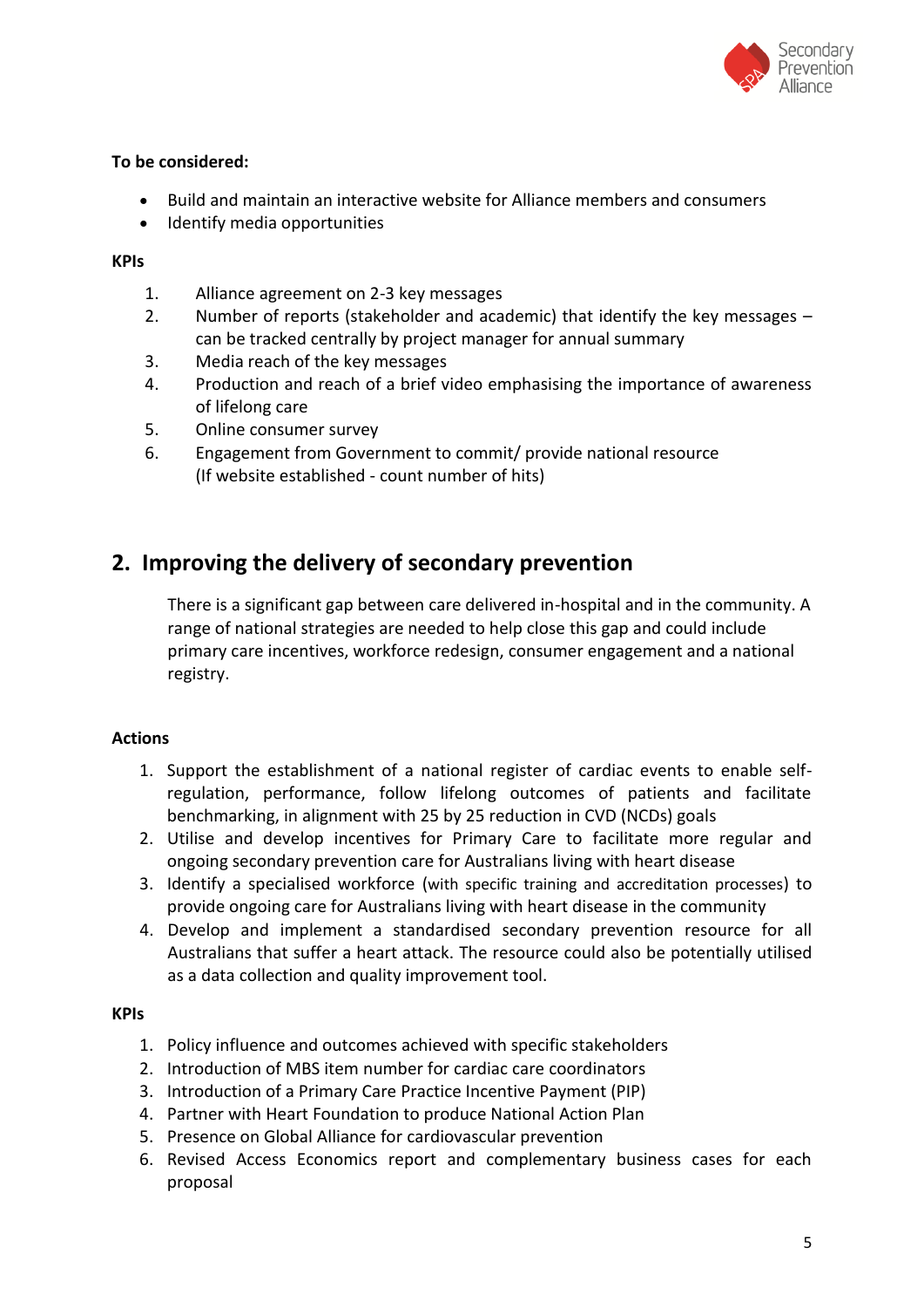**To be considered:**

- Build and maintain an interactive website for Alliance members and consumers
- Identify media opportunities

**KPIs**

1. Alliance agreement on 2-3 key messages
2. Number of reports (stakeholder and academic) that identify the key messages – can be tracked centrally by project manager for annual summary
3. Media reach of the key messages
4. Production and reach of a brief video emphasising the importance of awareness of lifelong care
5. Online consumer survey
6. Engagement from Government to commit/ provide national resource (If website established - count number of hits)

## 2. Improving the delivery of secondary prevention

There is a significant gap between care delivered in-hospital and in the community. A range of national strategies are needed to help close this gap and could include primary care incentives, workforce redesign, consumer engagement and a national registry.

**Actions**

1. Support the establishment of a national register of cardiac events to enable self-regulation, performance, follow lifelong outcomes of patients and facilitate benchmarking, in alignment with 25 by 25 reduction in CVD (NCDs) goals
2. Utilise and develop incentives for Primary Care to facilitate more regular and ongoing secondary prevention care for Australians living with heart disease
3. Identify a specialised workforce (with specific training and accreditation processes) to provide ongoing care for Australians living with heart disease in the community
4. Develop and implement a standardised secondary prevention resource for all Australians that suffer a heart attack. The resource could also be potentially utilised as a data collection and quality improvement tool.

**KPIs**

1. Policy influence and outcomes achieved with specific stakeholders
2. Introduction of MBS item number for cardiac care coordinators
3. Introduction of a Primary Care Practice Incentive Payment (PIP)
4. Partner with Heart Foundation to produce National Action Plan
5. Presence on Global Alliance for cardiovascular prevention
6. Revised Access Economics report and complementary business cases for each proposal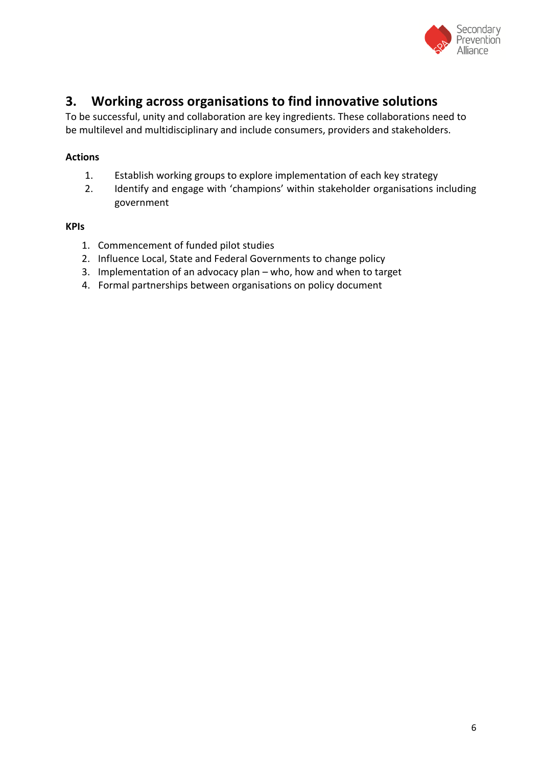## 3. Working across organisations to find innovative solutions

To be successful, unity and collaboration are key ingredients. These collaborations need to be multilevel and multidisciplinary and include consumers, providers and stakeholders.

**Actions**

1. Establish working groups to explore implementation of each key strategy
2. Identify and engage with 'champions' within stakeholder organisations including government

**KPIs**

1. Commencement of funded pilot studies
2. Influence Local, State and Federal Governments to change policy
3. Implementation of an advocacy plan – who, how and when to target
4. Formal partnerships between organisations on policy document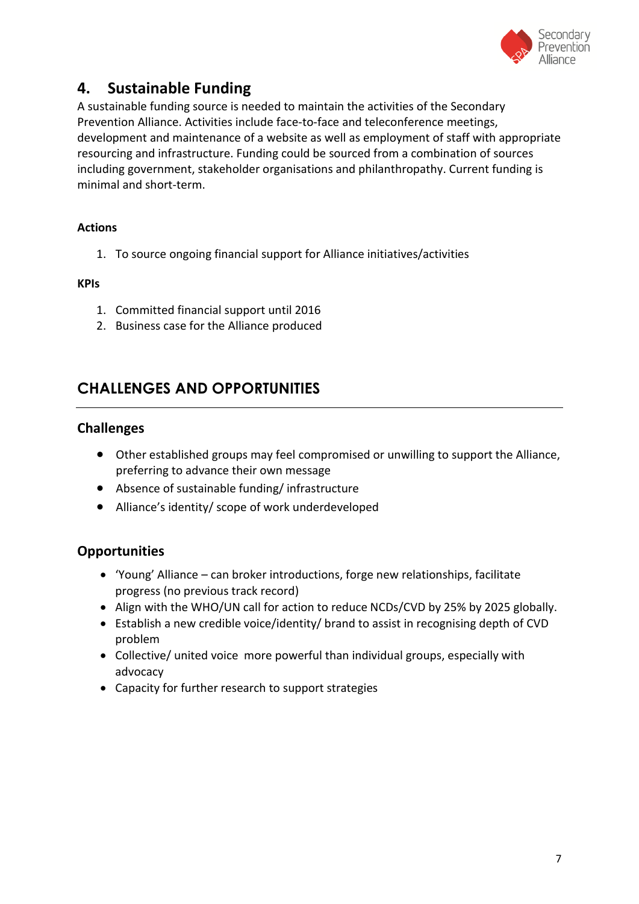## 4. Sustainable Funding

A sustainable funding source is needed to maintain the activities of the Secondary Prevention Alliance. Activities include face-to-face and teleconference meetings, development and maintenance of a website as well as employment of staff with appropriate resourcing and infrastructure. Funding could be sourced from a combination of sources including government, stakeholder organisations and philanthropathy. Current funding is minimal and short-term.

**Actions**

1. To source ongoing financial support for Alliance initiatives/activities

**KPIs**

1. Committed financial support until 2016
2. Business case for the Alliance produced

## CHALLENGES AND OPPORTUNITIES

### Challenges

- Other established groups may feel compromised or unwilling to support the Alliance, preferring to advance their own message
- Absence of sustainable funding/ infrastructure
- Alliance's identity/ scope of work underdeveloped

### Opportunities

- 'Young' Alliance – can broker introductions, forge new relationships, facilitate progress (no previous track record)
- Align with the WHO/UN call for action to reduce NCDs/CVD by 25% by 2025 globally.
- Establish a new credible voice/identity/ brand to assist in recognising depth of CVD problem
- Collective/ united voice more powerful than individual groups, especially with advocacy
- Capacity for further research to support strategies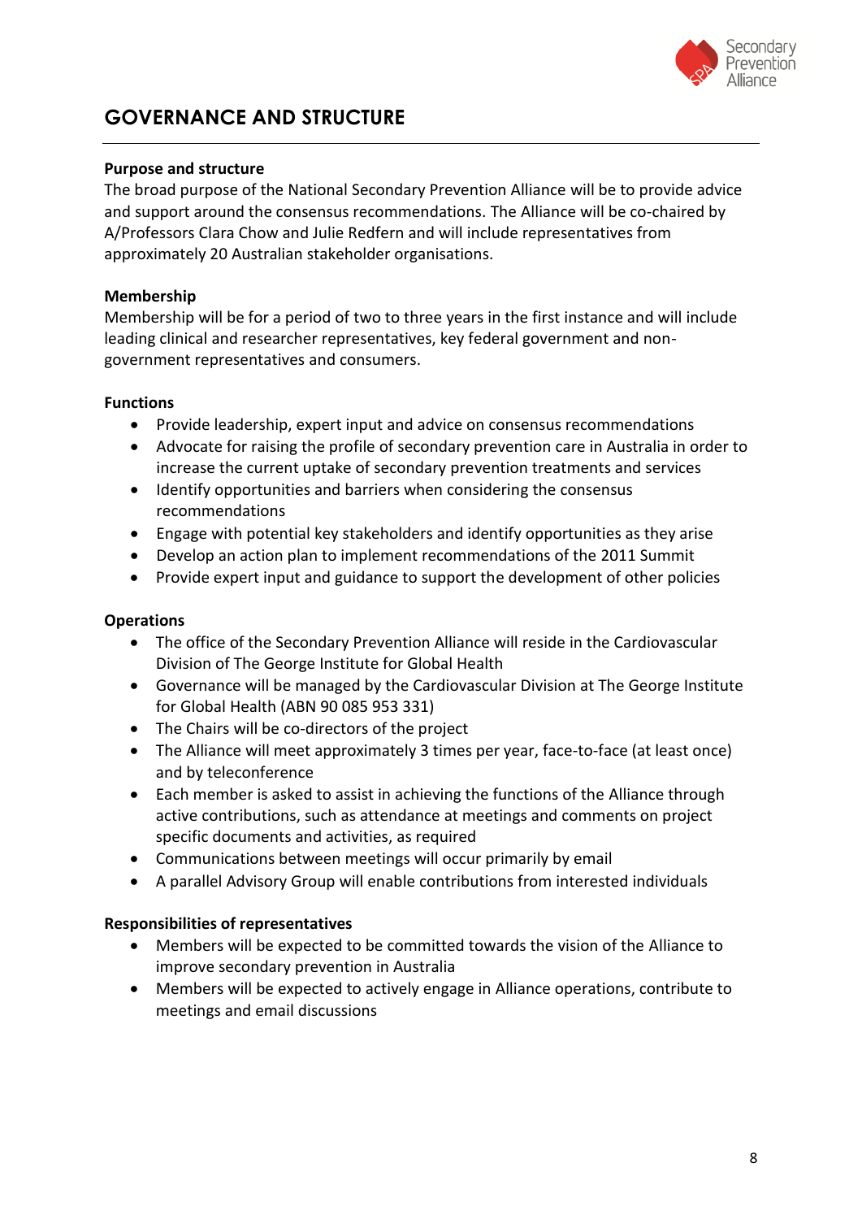## GOVERNANCE AND STRUCTURE

**Purpose and structure**

The broad purpose of the National Secondary Prevention Alliance will be to provide advice and support around the consensus recommendations. The Alliance will be co-chaired by A/Professors Clara Chow and Julie Redfern and will include representatives from approximately 20 Australian stakeholder organisations.

**Membership**

Membership will be for a period of two to three years in the first instance and will include leading clinical and researcher representatives, key federal government and non-government representatives and consumers.

**Functions**

- Provide leadership, expert input and advice on consensus recommendations
- Advocate for raising the profile of secondary prevention care in Australia in order to increase the current uptake of secondary prevention treatments and services
- Identify opportunities and barriers when considering the consensus recommendations
- Engage with potential key stakeholders and identify opportunities as they arise
- Develop an action plan to implement recommendations of the 2011 Summit
- Provide expert input and guidance to support the development of other policies

**Operations**

- The office of the Secondary Prevention Alliance will reside in the Cardiovascular Division of The George Institute for Global Health
- Governance will be managed by the Cardiovascular Division at The George Institute for Global Health (ABN 90 085 953 331)
- The Chairs will be co-directors of the project
- The Alliance will meet approximately 3 times per year, face-to-face (at least once) and by teleconference
- Each member is asked to assist in achieving the functions of the Alliance through active contributions, such as attendance at meetings and comments on project specific documents and activities, as required
- Communications between meetings will occur primarily by email
- A parallel Advisory Group will enable contributions from interested individuals

**Responsibilities of representatives**

- Members will be expected to be committed towards the vision of the Alliance to improve secondary prevention in Australia
- Members will be expected to actively engage in Alliance operations, contribute to meetings and email discussions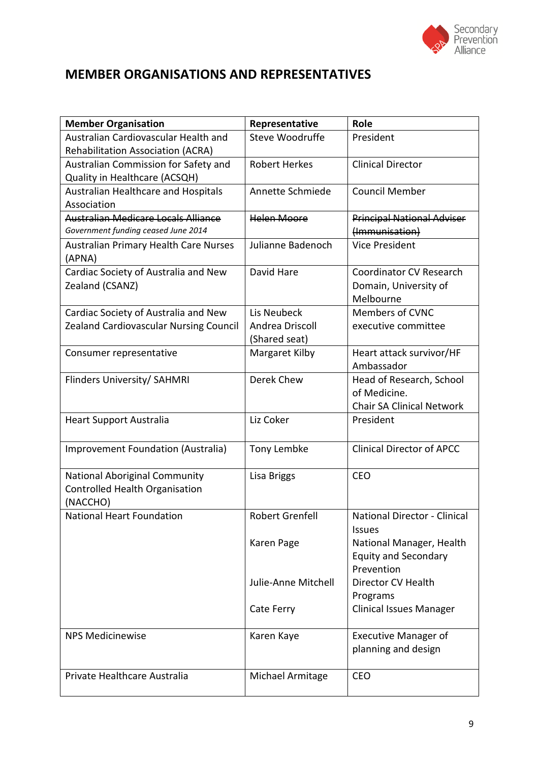## MEMBER ORGANISATIONS AND REPRESENTATIVES

| Member Organisation | Representative | Role |
|---|---|---|
| Australian Cardiovascular Health and Rehabilitation Association (ACRA) | Steve Woodruffe | President |
| Australian Commission for Safety and Quality in Healthcare (ACSQH) | Robert Herkes | Clinical Director |
| Australian Healthcare and Hospitals Association | Annette Schmiede | Council Member |
| ~~Australian Medicare Locals Alliance~~ *Government funding ceased June 2014* | ~~Helen Moore~~ | ~~Principal National Adviser (Immunisation)~~ |
| Australian Primary Health Care Nurses (APNA) | Julianne Badenoch | Vice President |
| Cardiac Society of Australia and New Zealand (CSANZ) | David Hare | Coordinator CV Research Domain, University of Melbourne |
| Cardiac Society of Australia and New Zealand Cardiovascular Nursing Council | Lis Neubeck<br>Andrea Driscoll<br>(Shared seat) | Members of CVNC executive committee |
| Consumer representative | Margaret Kilby | Heart attack survivor/HF Ambassador |
| Flinders University/ SAHMRI | Derek Chew | Head of Research, School of Medicine.<br>Chair SA Clinical Network |
| Heart Support Australia | Liz Coker | President |
| Improvement Foundation (Australia) | Tony Lembke | Clinical Director of APCC |
| National Aboriginal Community Controlled Health Organisation (NACCHO) | Lisa Briggs | CEO |
| National Heart Foundation | Robert Grenfell<br><br>Karen Page<br><br>Julie-Anne Mitchell<br><br>Cate Ferry | National Director - Clinical Issues<br>National Manager, Health Equity and Secondary Prevention<br>Director CV Health Programs<br>Clinical Issues Manager |
| NPS Medicinewise | Karen Kaye | Executive Manager of planning and design |
| Private Healthcare Australia | Michael Armitage | CEO |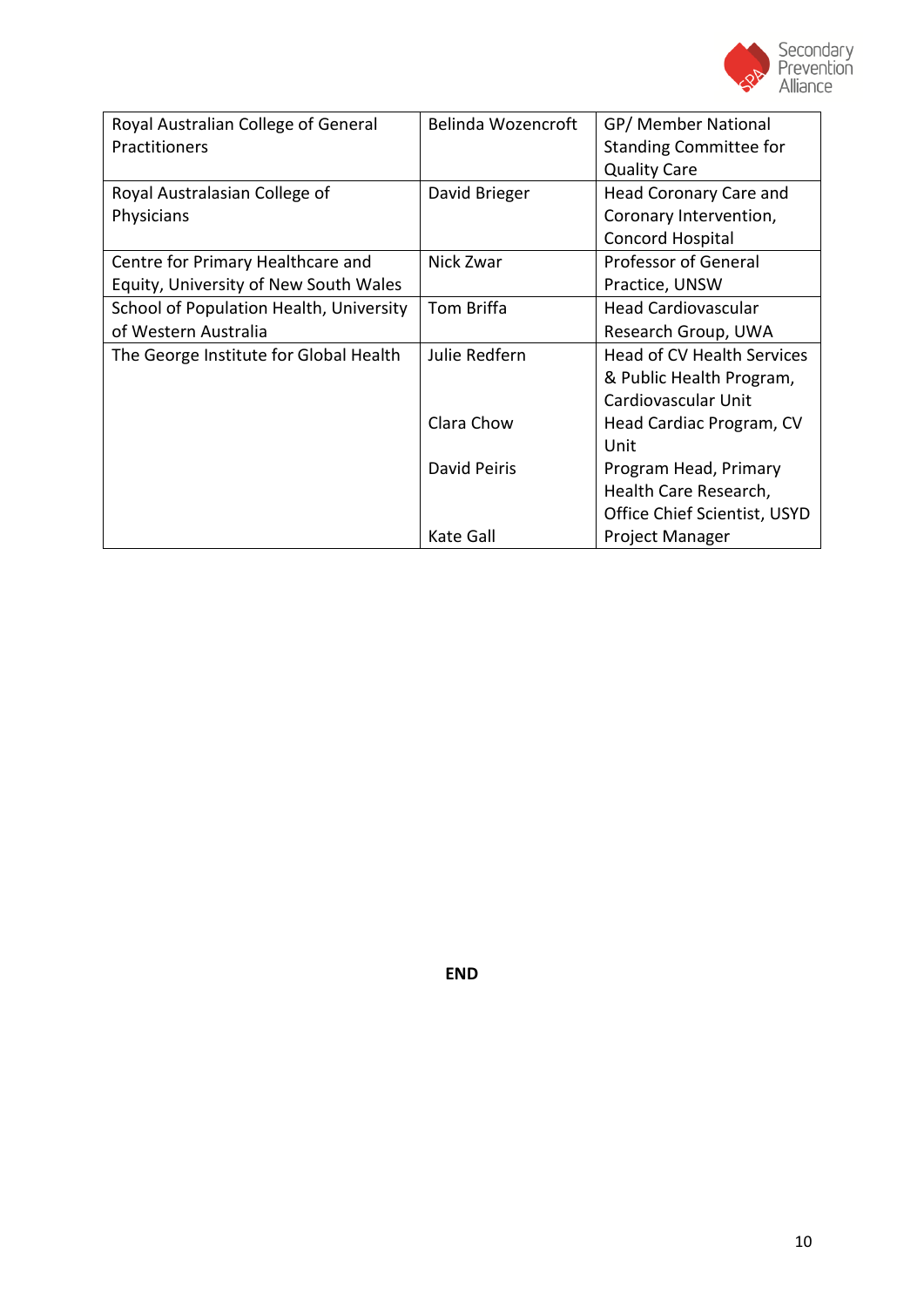| | | |
|---|---|---|
| Royal Australian College of General Practitioners | Belinda Wozencroft | GP/ Member National Standing Committee for Quality Care |
| Royal Australasian College of Physicians | David Brieger | Head Coronary Care and Coronary Intervention, Concord Hospital |
| Centre for Primary Healthcare and Equity, University of New South Wales | Nick Zwar | Professor of General Practice, UNSW |
| School of Population Health, University of Western Australia | Tom Briffa | Head Cardiovascular Research Group, UWA |
| The George Institute for Global Health | Julie Redfern | Head of CV Health Services & Public Health Program, Cardiovascular Unit |
| | Clara Chow | Head Cardiac Program, CV Unit |
| | David Peiris | Program Head, Primary Health Care Research, Office Chief Scientist, USYD |
| | Kate Gall | Project Manager |

**END**